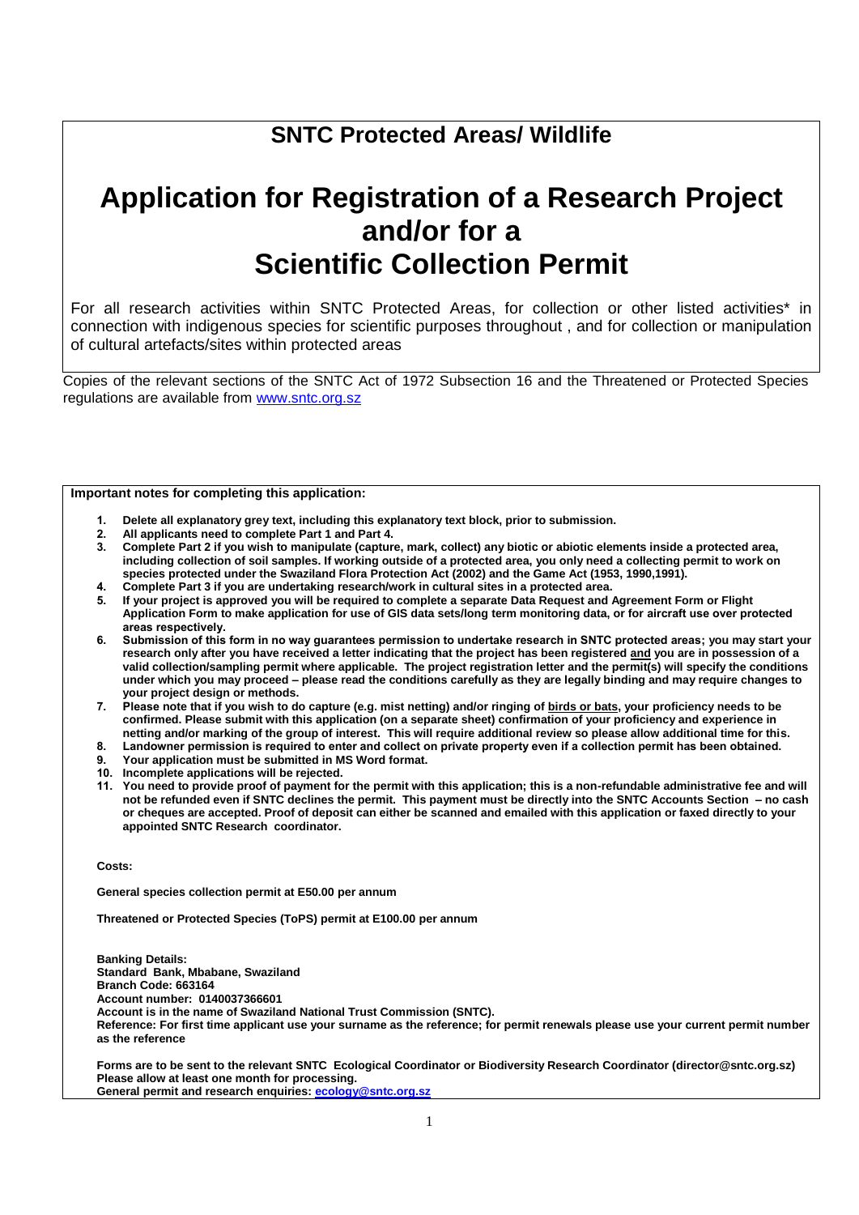## SNTC Protected Areas/ Wildlife

# Application for Registration of a Research Project and/or for a Scientific Collection Permit

For all research activities within SNTC Protected Areas, for collection or other listed activities* in connection with indigenous species for scientific purposes throughout , and for collection or manipulation of cultural artefacts/sites within protected areas

Copies of the relevant sections of the SNTC Act of 1972 Subsection 16 and the Threatened or Protected Species regulations are available from www.sntc.org.sz

**Important notes for completing this application:**

1. **Delete all explanatory grey text, including this explanatory text block, prior to submission.**
2. **All applicants need to complete Part 1 and Part 4.**
3. **Complete Part 2 if you wish to manipulate (capture, mark, collect) any biotic or abiotic elements inside a protected area, including collection of soil samples. If working outside of a protected area, you only need a collecting permit to work on species protected under the Swaziland Flora Protection Act (2002) and the Game Act (1953, 1990,1991).**
4. **Complete Part 3 if you are undertaking research/work in cultural sites in a protected area.**
5. **If your project is approved you will be required to complete a separate Data Request and Agreement Form or Flight Application Form to make application for use of GIS data sets/long term monitoring data, or for aircraft use over protected areas respectively.**
6. **Submission of this form in no way guarantees permission to undertake research in SNTC protected areas; you may start your research only after you have received a letter indicating that the project has been registered and you are in possession of a valid collection/sampling permit where applicable. The project registration letter and the permit(s) will specify the conditions under which you may proceed – please read the conditions carefully as they are legally binding and may require changes to your project design or methods.**
7. **Please note that if you wish to do capture (e.g. mist netting) and/or ringing of birds or bats, your proficiency needs to be confirmed. Please submit with this application (on a separate sheet) confirmation of your proficiency and experience in netting and/or marking of the group of interest. This will require additional review so please allow additional time for this.**
8. **Landowner permission is required to enter and collect on private property even if a collection permit has been obtained.**
9. **Your application must be submitted in MS Word format.**
10. **Incomplete applications will be rejected.**
11. **You need to provide proof of payment for the permit with this application; this is a non-refundable administrative fee and will not be refunded even if SNTC declines the permit. This payment must be directly into the SNTC Accounts Section – no cash or cheques are accepted. Proof of deposit can either be scanned and emailed with this application or faxed directly to your appointed SNTC Research coordinator.**

**Costs:**

**General species collection permit at E50.00 per annum**

**Threatened or Protected Species (ToPS) permit at E100.00 per annum**

**Banking Details:**
**Standard Bank, Mbabane, Swaziland**
**Branch Code: 663164**
**Account number: 0140037366601**
**Account is in the name of Swaziland National Trust Commission (SNTC).**
**Reference: For first time applicant use your surname as the reference; for permit renewals please use your current permit number as the reference**

**Forms are to be sent to the relevant SNTC Ecological Coordinator or Biodiversity Research Coordinator (director@sntc.org.sz)**
**Please allow at least one month for processing.**
**General permit and research enquiries: ecology@sntc.org.sz**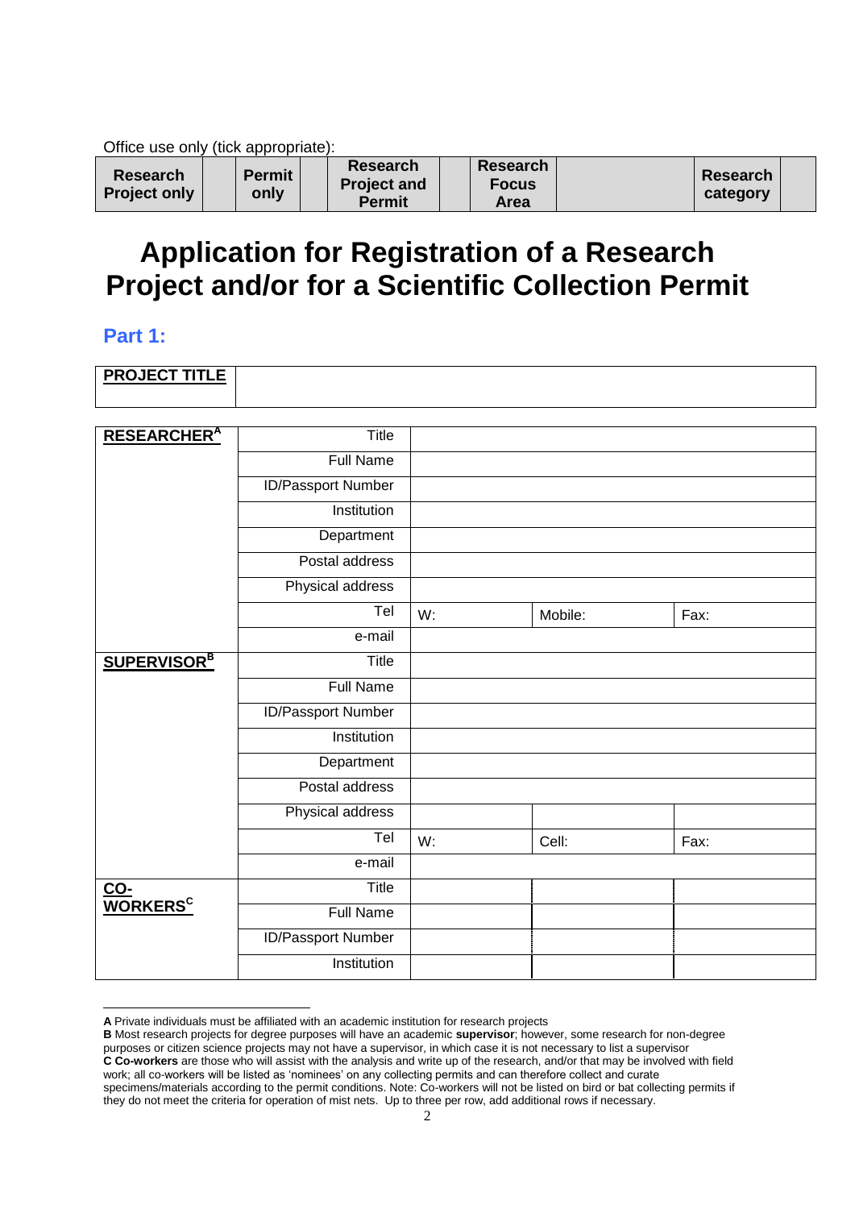Office use only (tick appropriate):

| Research Project only | | Permit only | | Research Project and Permit | | Research Focus Area | | Research category | |
|---|---|---|---|---|---|---|---|---|---|

# Application for Registration of a Research Project and/or for a Scientific Collection Permit

## Part 1:

| PROJECT TITLE | |
|---|---|

| | | | | |
|---|---|---|---|---|
| RESEARCHER[A] | Title | | | |
| | Full Name | | | |
| | ID/Passport Number | | | |
| | Institution | | | |
| | Department | | | |
| | Postal address | | | |
| | Physical address | | | |
| | Tel | W: | Mobile: | Fax: |
| | e-mail | | | |
| SUPERVISOR[B] | Title | | | |
| | Full Name | | | |
| | ID/Passport Number | | | |
| | Institution | | | |
| | Department | | | |
| | Postal address | | | |
| | Physical address | | | |
| | Tel | W: | Cell: | Fax: |
| | e-mail | | | |
| CO-WORKERS[C] | Title | | | |
| | Full Name | | | |
| | ID/Passport Number | | | |
| | Institution | | | |

**A** Private individuals must be affiliated with an academic institution for research projects

**B** Most research projects for degree purposes will have an academic **supervisor**; however, some research for non-degree purposes or citizen science projects may not have a supervisor, in which case it is not necessary to list a supervisor

**C Co-workers** are those who will assist with the analysis and write up of the research, and/or that may be involved with field work; all co-workers will be listed as 'nominees' on any collecting permits and can therefore collect and curate specimens/materials according to the permit conditions. Note: Co-workers will not be listed on bird or bat collecting permits if they do not meet the criteria for operation of mist nets. Up to three per row, add additional rows if necessary.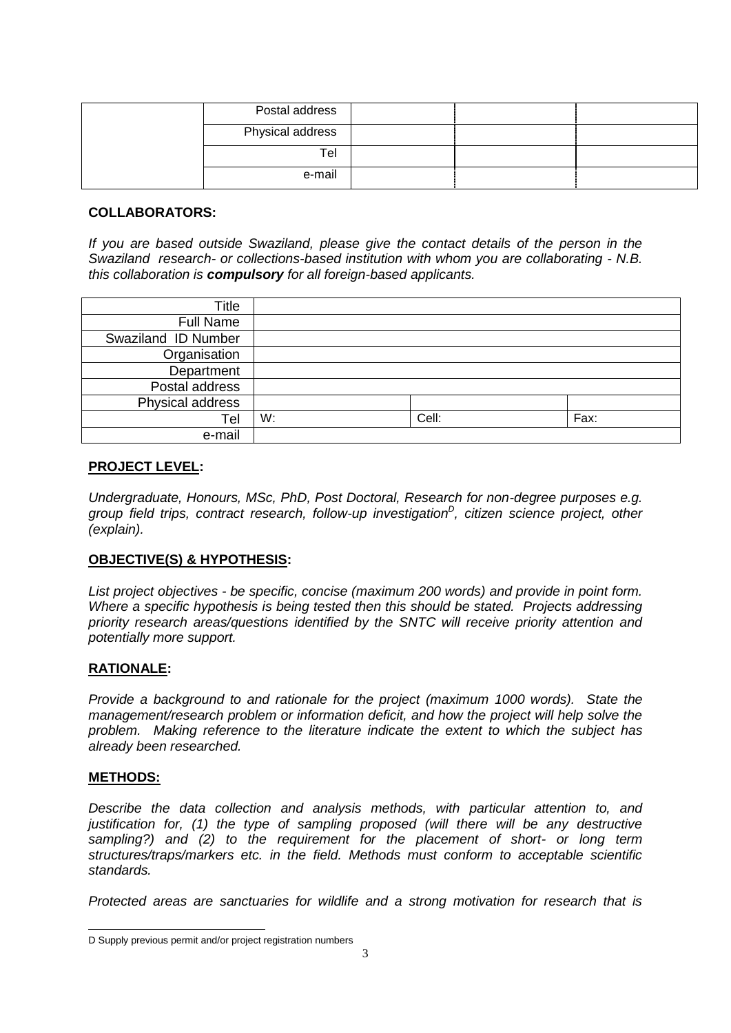| | | | | |
|---|---|---|---|---|
| | Postal address | | | |
| | Physical address | | | |
| | Tel | | | |
| | e-mail | | | |

**COLLABORATORS:**

*If you are based outside Swaziland, please give the contact details of the person in the Swaziland research- or collections-based institution with whom you are collaborating - N.B. this collaboration is **compulsory** for all foreign-based applicants.*

| | | | |
|---|---|---|---|
| Title | | | |
| Full Name | | | |
| Swaziland ID Number | | | |
| Organisation | | | |
| Department | | | |
| Postal address | | | |
| Physical address | | | |
| Tel | W: | Cell: | Fax: |
| e-mail | | | |

**PROJECT LEVEL:**

*Undergraduate, Honours, MSc, PhD, Post Doctoral, Research for non-degree purposes e.g. group field trips, contract research, follow-up investigation[D], citizen science project, other (explain).*

**OBJECTIVE(S) & HYPOTHESIS:**

*List project objectives - be specific, concise (maximum 200 words) and provide in point form. Where a specific hypothesis is being tested then this should be stated. Projects addressing priority research areas/questions identified by the SNTC will receive priority attention and potentially more support.*

**RATIONALE:**

*Provide a background to and rationale for the project (maximum 1000 words). State the management/research problem or information deficit, and how the project will help solve the problem. Making reference to the literature indicate the extent to which the subject has already been researched.*

**METHODS:**

*Describe the data collection and analysis methods, with particular attention to, and justification for, (1) the type of sampling proposed (will there will be any destructive sampling?) and (2) to the requirement for the placement of short- or long term structures/traps/markers etc. in the field. Methods must conform to acceptable scientific standards.*

*Protected areas are sanctuaries for wildlife and a strong motivation for research that is*

---

D Supply previous permit and/or project registration numbers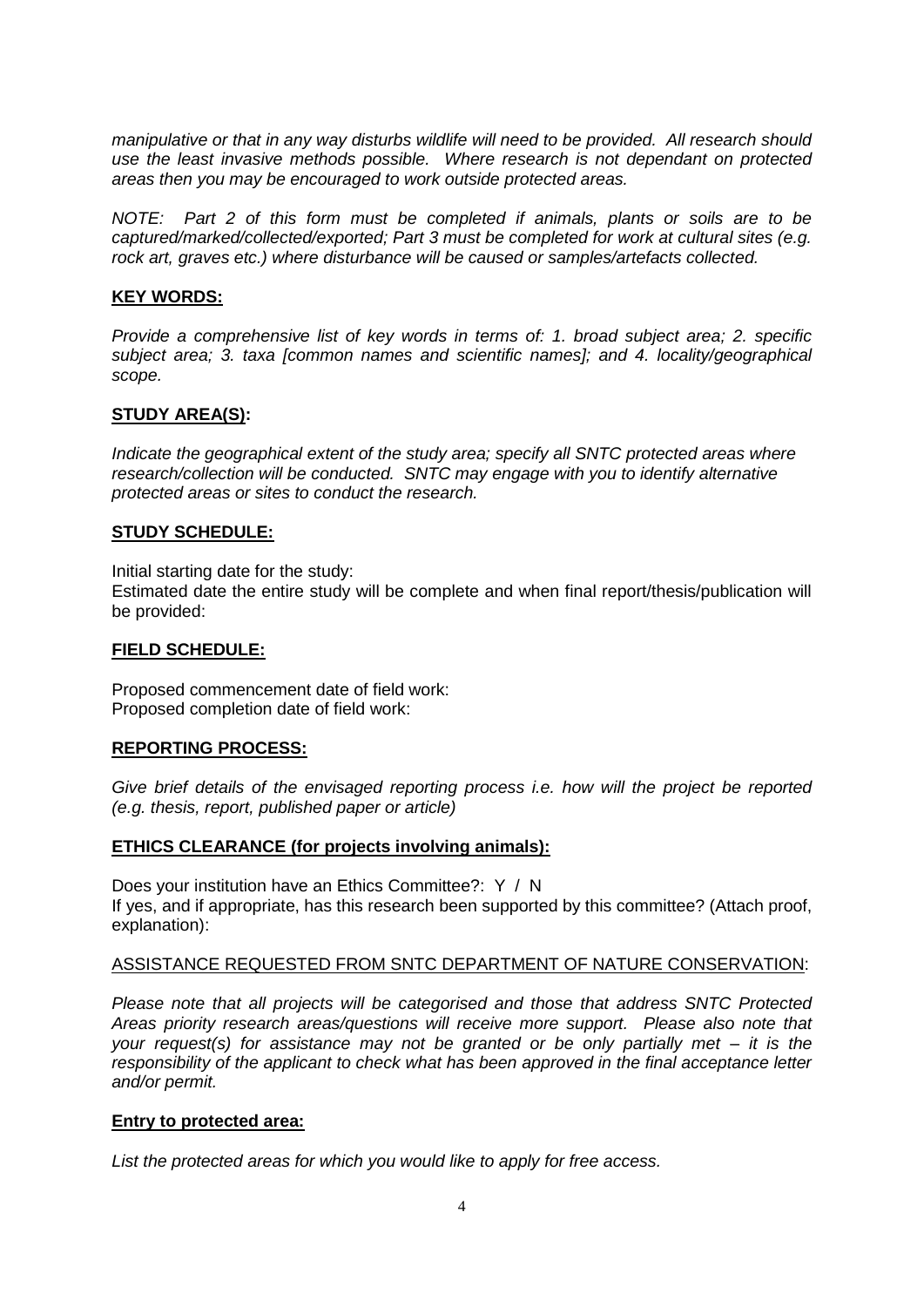*manipulative or that in any way disturbs wildlife will need to be provided. All research should use the least invasive methods possible. Where research is not dependant on protected areas then you may be encouraged to work outside protected areas.*

*NOTE: Part 2 of this form must be completed if animals, plants or soils are to be captured/marked/collected/exported; Part 3 must be completed for work at cultural sites (e.g. rock art, graves etc.) where disturbance will be caused or samples/artefacts collected.*

**KEY WORDS:**

*Provide a comprehensive list of key words in terms of: 1. broad subject area; 2. specific subject area; 3. taxa [common names and scientific names]; and 4. locality/geographical scope.*

**STUDY AREA(S):**

*Indicate the geographical extent of the study area; specify all SNTC protected areas where research/collection will be conducted. SNTC may engage with you to identify alternative protected areas or sites to conduct the research.*

**STUDY SCHEDULE:**

Initial starting date for the study:
Estimated date the entire study will be complete and when final report/thesis/publication will be provided:

**FIELD SCHEDULE:**

Proposed commencement date of field work:
Proposed completion date of field work:

**REPORTING PROCESS:**

*Give brief details of the envisaged reporting process i.e. how will the project be reported (e.g. thesis, report, published paper or article)*

**ETHICS CLEARANCE (for projects involving animals):**

Does your institution have an Ethics Committee?: Y / N
If yes, and if appropriate, has this research been supported by this committee? (Attach proof, explanation):

ASSISTANCE REQUESTED FROM SNTC DEPARTMENT OF NATURE CONSERVATION:

*Please note that all projects will be categorised and those that address SNTC Protected Areas priority research areas/questions will receive more support. Please also note that your request(s) for assistance may not be granted or be only partially met – it is the responsibility of the applicant to check what has been approved in the final acceptance letter and/or permit.*

**Entry to protected area:**

*List the protected areas for which you would like to apply for free access.*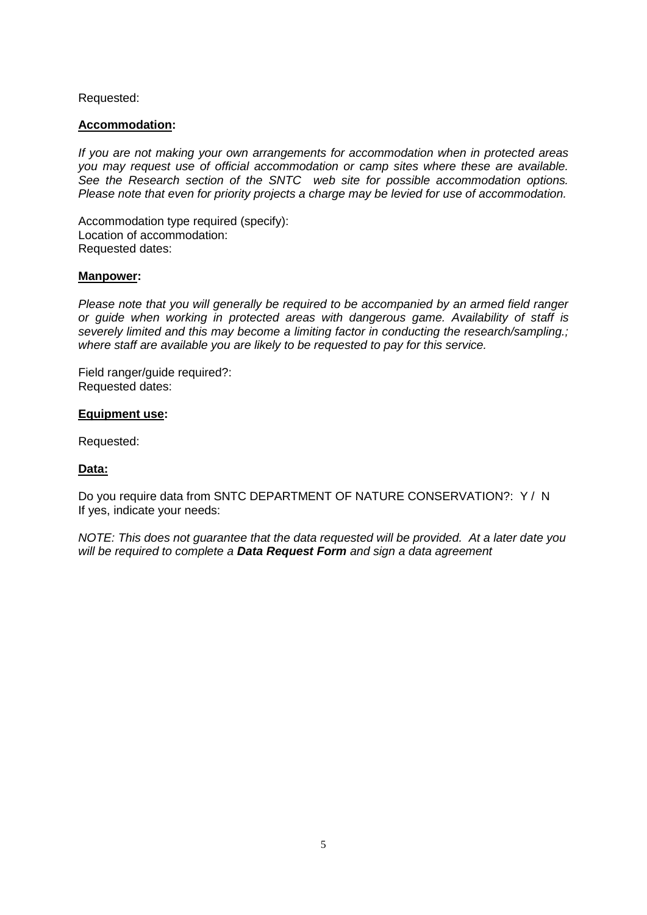Requested:

**Accommodation:**

*If you are not making your own arrangements for accommodation when in protected areas you may request use of official accommodation or camp sites where these are available. See the Research section of the SNTC web site for possible accommodation options. Please note that even for priority projects a charge may be levied for use of accommodation.*

Accommodation type required (specify):
Location of accommodation:
Requested dates:

**Manpower:**

*Please note that you will generally be required to be accompanied by an armed field ranger or guide when working in protected areas with dangerous game. Availability of staff is severely limited and this may become a limiting factor in conducting the research/sampling.; where staff are available you are likely to be requested to pay for this service.*

Field ranger/guide required?:
Requested dates:

**Equipment use:**

Requested:

**Data:**

Do you require data from SNTC DEPARTMENT OF NATURE CONSERVATION?: Y / N
If yes, indicate your needs:

*NOTE: This does not guarantee that the data requested will be provided. At a later date you will be required to complete a **Data Request Form** and sign a data agreement*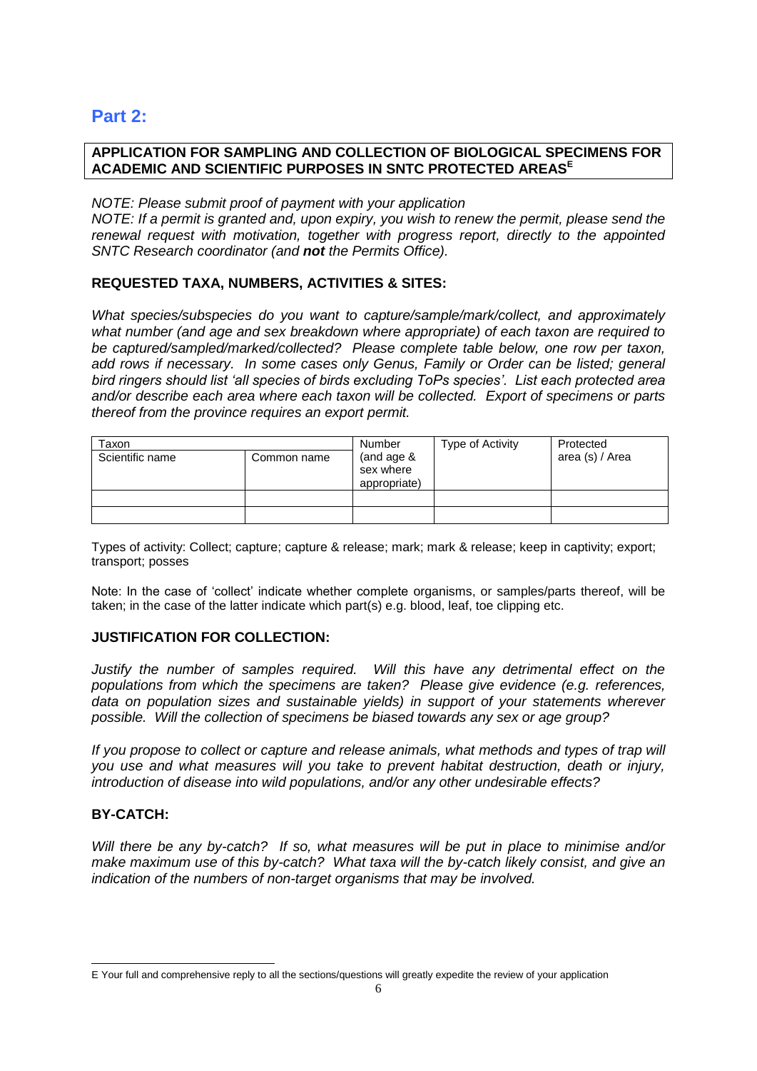# Part 2:

**APPLICATION FOR SAMPLING AND COLLECTION OF BIOLOGICAL SPECIMENS FOR ACADEMIC AND SCIENTIFIC PURPOSES IN SNTC PROTECTED AREAS[E]**

*NOTE: Please submit proof of payment with your application*

*NOTE: If a permit is granted and, upon expiry, you wish to renew the permit, please send the renewal request with motivation, together with progress report, directly to the appointed SNTC Research coordinator (and **not** the Permits Office).*

## REQUESTED TAXA, NUMBERS, ACTIVITIES & SITES:

*What species/subspecies do you want to capture/sample/mark/collect, and approximately what number (and age and sex breakdown where appropriate) of each taxon are required to be captured/sampled/marked/collected? Please complete table below, one row per taxon, add rows if necessary. In some cases only Genus, Family or Order can be listed; general bird ringers should list 'all species of birds excluding ToPs species'. List each protected area and/or describe each area where each taxon will be collected. Export of specimens or parts thereof from the province requires an export permit.*

| Taxon | | Number (and age & sex where appropriate) | Type of Activity | Protected area (s) / Area |
|---|---|---|---|---|
| Scientific name | Common name | | | |
| | | | | |
| | | | | |

Types of activity: Collect; capture; capture & release; mark; mark & release; keep in captivity; export; transport; posses

Note: In the case of 'collect' indicate whether complete organisms, or samples/parts thereof, will be taken; in the case of the latter indicate which part(s) e.g. blood, leaf, toe clipping etc.

## JUSTIFICATION FOR COLLECTION:

*Justify the number of samples required. Will this have any detrimental effect on the populations from which the specimens are taken? Please give evidence (e.g. references, data on population sizes and sustainable yields) in support of your statements wherever possible. Will the collection of specimens be biased towards any sex or age group?*

*If you propose to collect or capture and release animals, what methods and types of trap will you use and what measures will you take to prevent habitat destruction, death or injury, introduction of disease into wild populations, and/or any other undesirable effects?*

## BY-CATCH:

*Will there be any by-catch? If so, what measures will be put in place to minimise and/or make maximum use of this by-catch? What taxa will the by-catch likely consist, and give an indication of the numbers of non-target organisms that may be involved.*

E Your full and comprehensive reply to all the sections/questions will greatly expedite the review of your application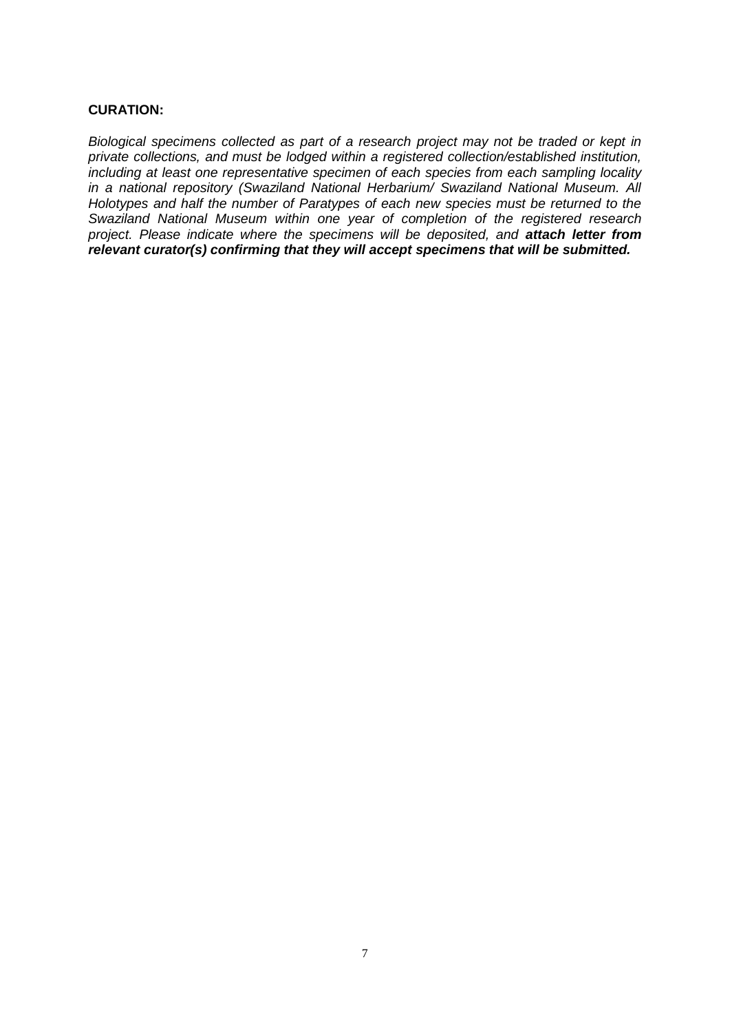**CURATION:**

*Biological specimens collected as part of a research project may not be traded or kept in private collections, and must be lodged within a registered collection/established institution, including at least one representative specimen of each species from each sampling locality in a national repository (Swaziland National Herbarium/ Swaziland National Museum. All Holotypes and half the number of Paratypes of each new species must be returned to the Swaziland National Museum within one year of completion of the registered research project. Please indicate where the specimens will be deposited, and* ***attach letter from relevant curator(s) confirming that they will accept specimens that will be submitted.***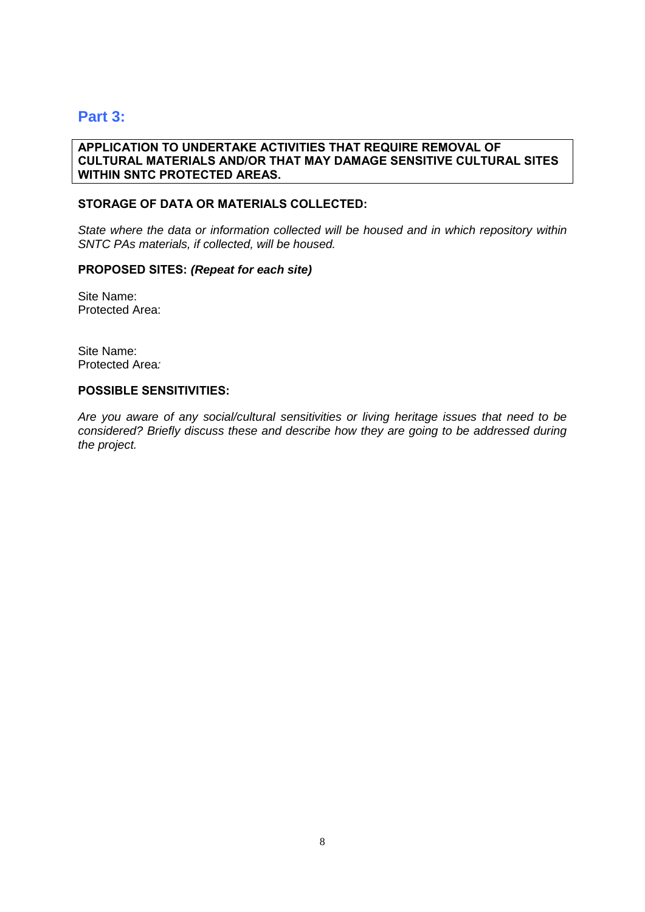## Part 3:

**APPLICATION TO UNDERTAKE ACTIVITIES THAT REQUIRE REMOVAL OF CULTURAL MATERIALS AND/OR THAT MAY DAMAGE SENSITIVE CULTURAL SITES WITHIN SNTC PROTECTED AREAS.**

**STORAGE OF DATA OR MATERIALS COLLECTED:**

*State where the data or information collected will be housed and in which repository within SNTC PAs materials, if collected, will be housed.*

**PROPOSED SITES:** ***(Repeat for each site)***

Site Name:
Protected Area:

Site Name:
Protected Area*:*

**POSSIBLE SENSITIVITIES:**

*Are you aware of any social/cultural sensitivities or living heritage issues that need to be considered? Briefly discuss these and describe how they are going to be addressed during the project.*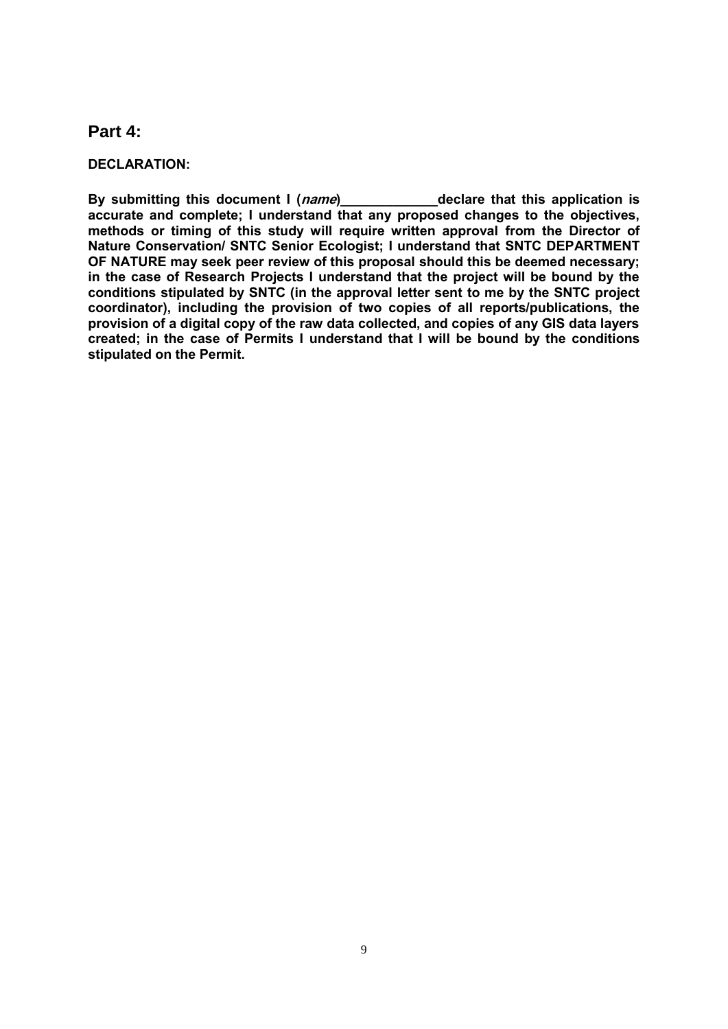## Part 4:

**DECLARATION:**

**By submitting this document I (*name*)_____________declare that this application is accurate and complete; I understand that any proposed changes to the objectives, methods or timing of this study will require written approval from the Director of Nature Conservation/ SNTC Senior Ecologist; I understand that SNTC DEPARTMENT OF NATURE may seek peer review of this proposal should this be deemed necessary; in the case of Research Projects I understand that the project will be bound by the conditions stipulated by SNTC (in the approval letter sent to me by the SNTC project coordinator), including the provision of two copies of all reports/publications, the provision of a digital copy of the raw data collected, and copies of any GIS data layers created; in the case of Permits I understand that I will be bound by the conditions stipulated on the Permit.**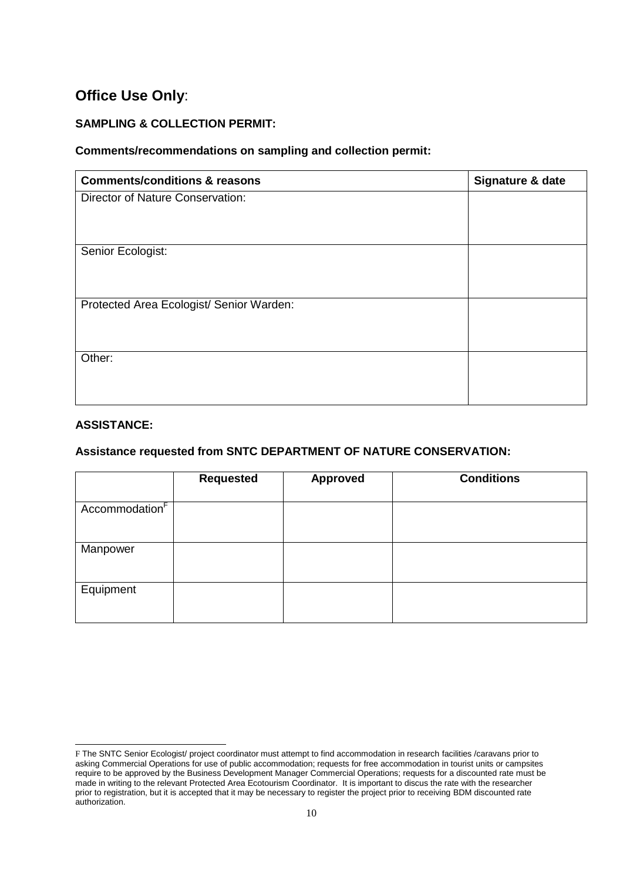## Office Use Only:

**SAMPLING & COLLECTION PERMIT:**

**Comments/recommendations on sampling and collection permit:**

| **Comments/conditions & reasons** | **Signature & date** |
|---|---|
| Director of Nature Conservation: | |
| Senior Ecologist: | |
| Protected Area Ecologist/ Senior Warden: | |
| Other: | |

**ASSISTANCE:**

**Assistance requested from SNTC DEPARTMENT OF NATURE CONSERVATION:**

| | **Requested** | **Approved** | **Conditions** |
|---|---|---|---|
| Accommodation[F] | | | |
| Manpower | | | |
| Equipment | | | |

F The SNTC Senior Ecologist/ project coordinator must attempt to find accommodation in research facilities /caravans prior to asking Commercial Operations for use of public accommodation; requests for free accommodation in tourist units or campsites require to be approved by the Business Development Manager Commercial Operations; requests for a discounted rate must be made in writing to the relevant Protected Area Ecotourism Coordinator. It is important to discus the rate with the researcher prior to registration, but it is accepted that it may be necessary to register the project prior to receiving BDM discounted rate authorization.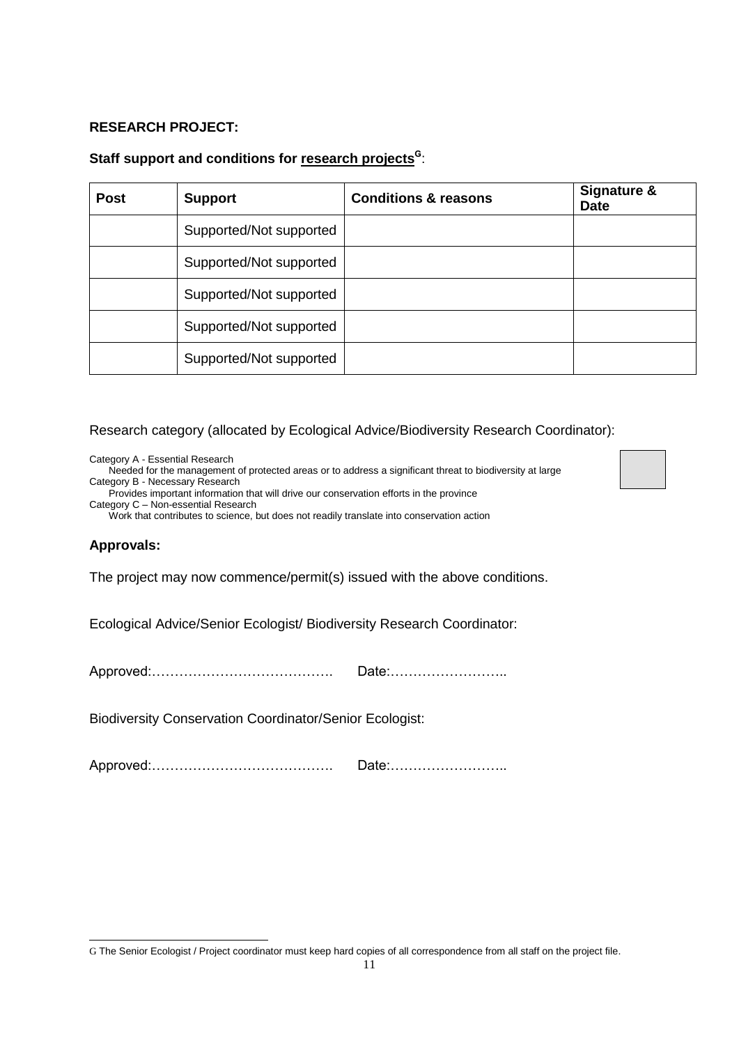**RESEARCH PROJECT:**

**Staff support and conditions for research projects[G]:**

| Post | Support | Conditions & reasons | Signature & Date |
|---|---|---|---|
| | Supported/Not supported | | |
| | Supported/Not supported | | |
| | Supported/Not supported | | |
| | Supported/Not supported | | |
| | Supported/Not supported | | |

Research category (allocated by Ecological Advice/Biodiversity Research Coordinator):

Category A - Essential Research
Needed for the management of protected areas or to address a significant threat to biodiversity at large
Category B - Necessary Research
Provides important information that will drive our conservation efforts in the province
Category C – Non-essential Research
Work that contributes to science, but does not readily translate into conservation action

**Approvals:**

The project may now commence/permit(s) issued with the above conditions.

Ecological Advice/Senior Ecologist/ Biodiversity Research Coordinator:

Approved:…………………………………. Date:……………………..

Biodiversity Conservation Coordinator/Senior Ecologist:

Approved:…………………………………. Date:……………………..

G The Senior Ecologist / Project coordinator must keep hard copies of all correspondence from all staff on the project file.